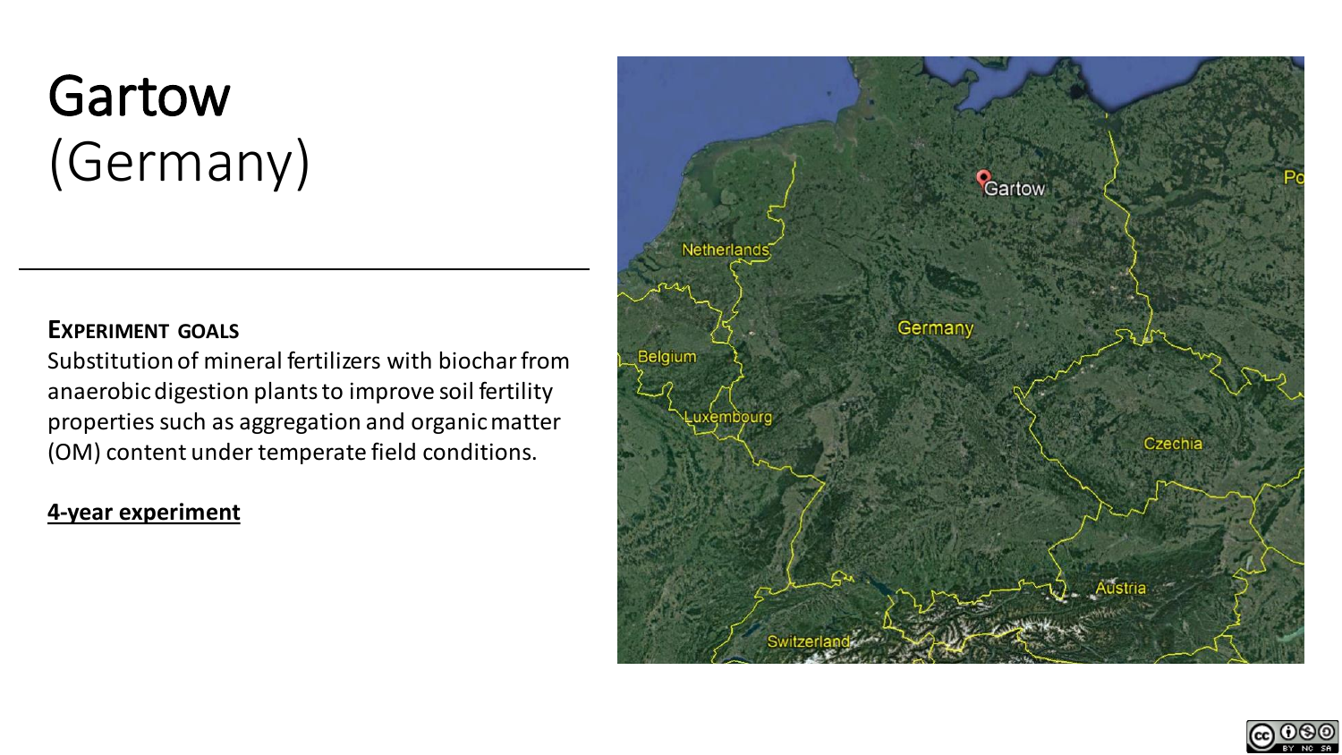# Gartow
(Germany)

**EXPERIMENT GOALS**

Substitution of mineral fertilizers with biochar from anaerobic digestion plants to improve soil fertility properties such as aggregation and organic matter (OM) content under temperate field conditions.

**4-year experiment**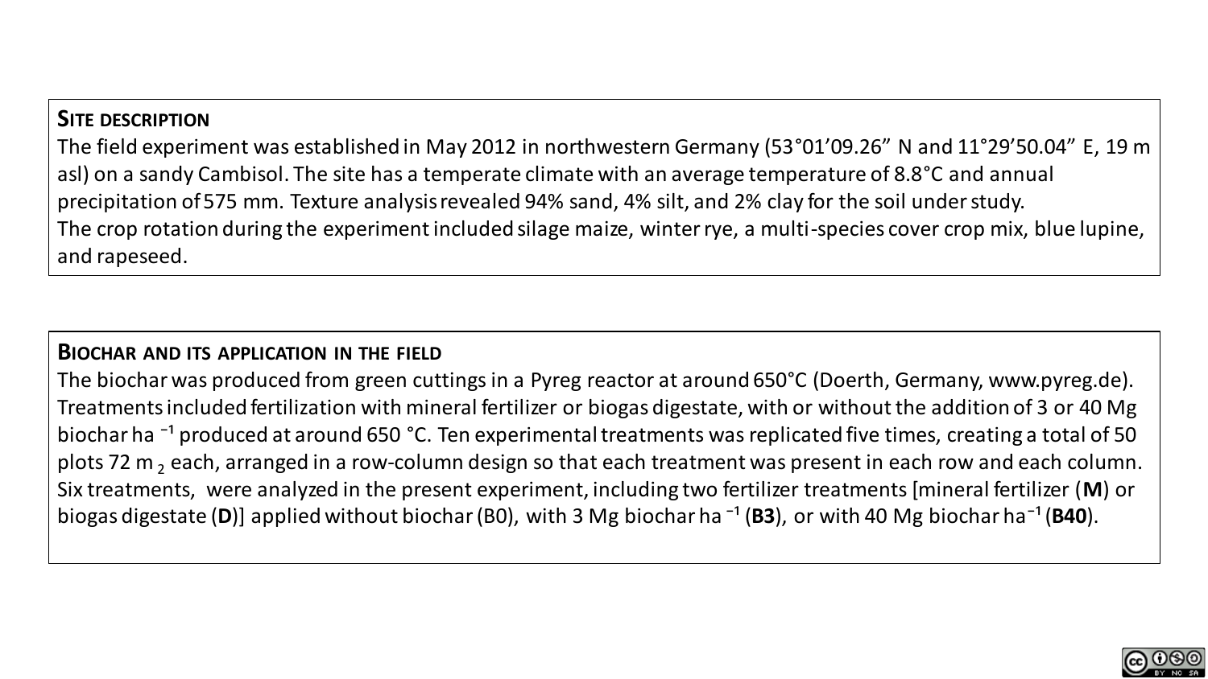## Site description

The field experiment was established in May 2012 in northwestern Germany (53°01'09.26" N and 11°29'50.04" E, 19 m asl) on a sandy Cambisol. The site has a temperate climate with an average temperature of 8.8°C and annual precipitation of 575 mm. Texture analysis revealed 94% sand, 4% silt, and 2% clay for the soil under study.
The crop rotation during the experiment included silage maize, winter rye, a multi-species cover crop mix, blue lupine, and rapeseed.

## Biochar and its application in the field

The biochar was produced from green cuttings in a Pyreg reactor at around 650°C (Doerth, Germany, www.pyreg.de). Treatments included fertilization with mineral fertilizer or biogas digestate, with or without the addition of 3 or 40 Mg biochar ha $^{-1}$ produced at around 650 °C. Ten experimental treatments was replicated five times, creating a total of 50 plots 72 $m_2$ each, arranged in a row-column design so that each treatment was present in each row and each column. Six treatments, were analyzed in the present experiment, including two fertilizer treatments [mineral fertilizer (**M**) or biogas digestate (**D**)] applied without biochar (B0), with 3 Mg biochar ha $^{-1}$ (**B3**), or with 40 Mg biochar ha$^{-1}$ (**B40**).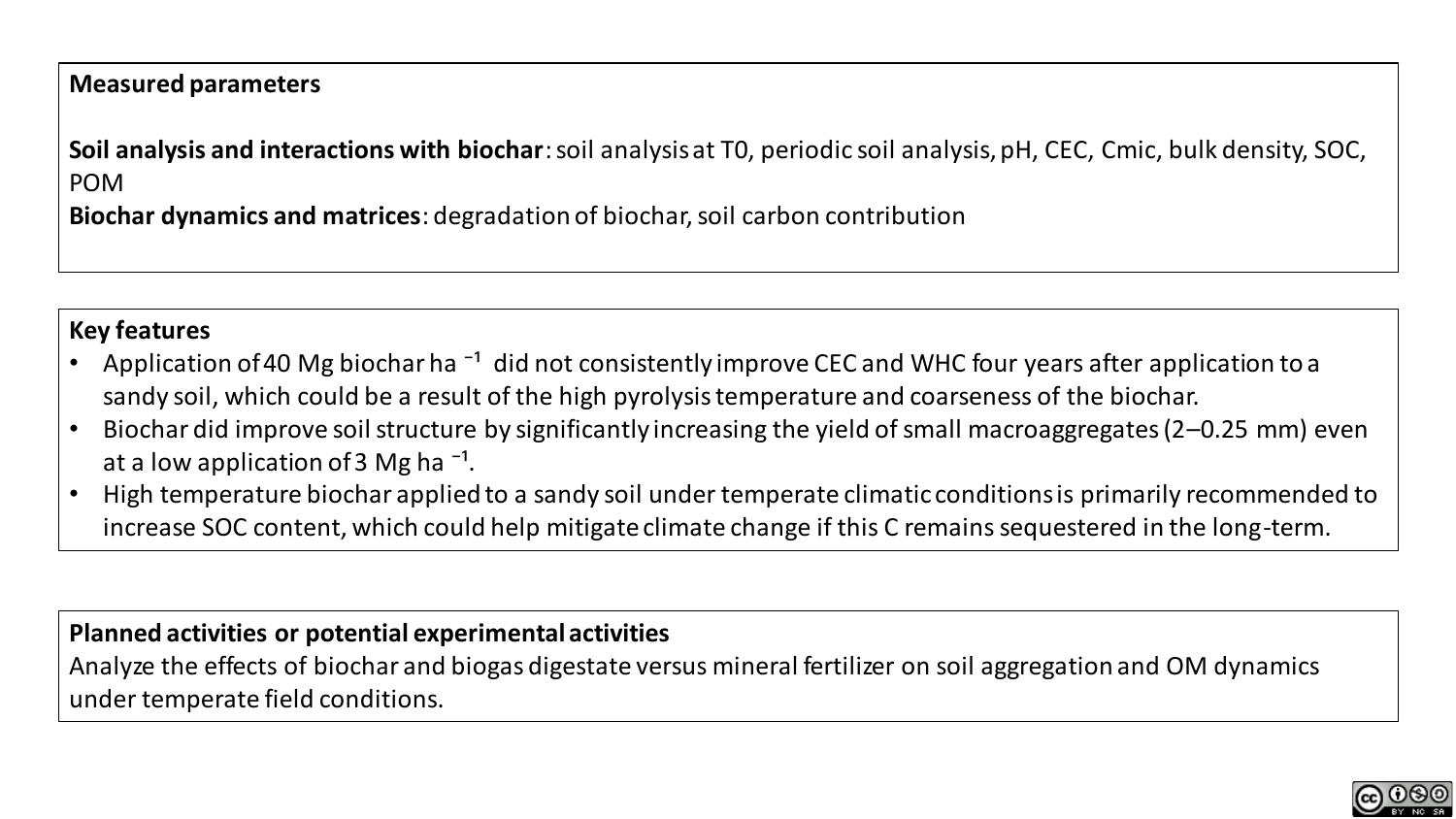**Measured parameters**

**Soil analysis and interactions with biochar**: soil analysis at T0, periodic soil analysis, pH, CEC, Cmic, bulk density, SOC, POM

**Biochar dynamics and matrices**: degradation of biochar, soil carbon contribution

**Key features**

- Application of 40 Mg biochar ha $^{-1}$ did not consistently improve CEC and WHC four years after application to a sandy soil, which could be a result of the high pyrolysis temperature and coarseness of the biochar.
- Biochar did improve soil structure by significantly increasing the yield of small macroaggregates (2–0.25 mm) even at a low application of 3 Mg ha $^{-1}$.
- High temperature biochar applied to a sandy soil under temperate climatic conditions is primarily recommended to increase SOC content, which could help mitigate climate change if this C remains sequestered in the long-term.

**Planned activities or potential experimental activities**

Analyze the effects of biochar and biogas digestate versus mineral fertilizer on soil aggregation and OM dynamics under temperate field conditions.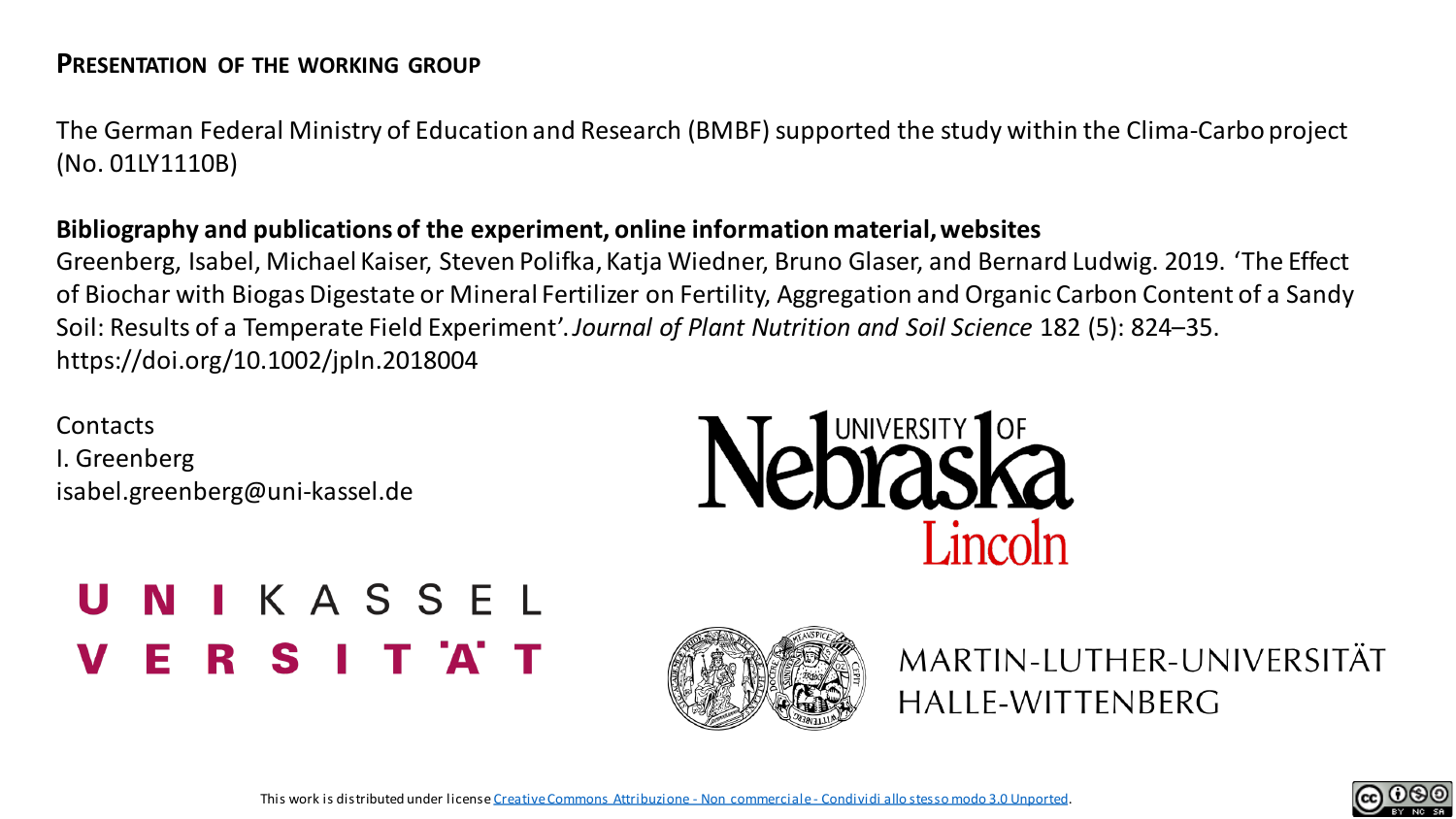## Presentation of the working group

The German Federal Ministry of Education and Research (BMBF) supported the study within the Clima-Carbo project (No. 01LY1110B)

**Bibliography and publications of the experiment, online information material, websites**

Greenberg, Isabel, Michael Kaiser, Steven Polifka, Katja Wiedner, Bruno Glaser, and Bernard Ludwig. 2019. 'The Effect of Biochar with Biogas Digestate or Mineral Fertilizer on Fertility, Aggregation and Organic Carbon Content of a Sandy Soil: Results of a Temperate Field Experiment'. *Journal of Plant Nutrition and Soil Science* 182 (5): 824–35. https://doi.org/10.1002/jpln.2018004

Contacts

I. Greenberg

isabel.greenberg@uni-kassel.de

UNIVERSITY OF Nebraska Lincoln

UNI KASSEL VERSITÄT

MARTIN-LUTHER-UNIVERSITÄT HALLE-WITTENBERG

This work is distributed under license Creative Commons Attribuzione - Non commerciale - Condividi allo stesso modo 3.0 Unported.